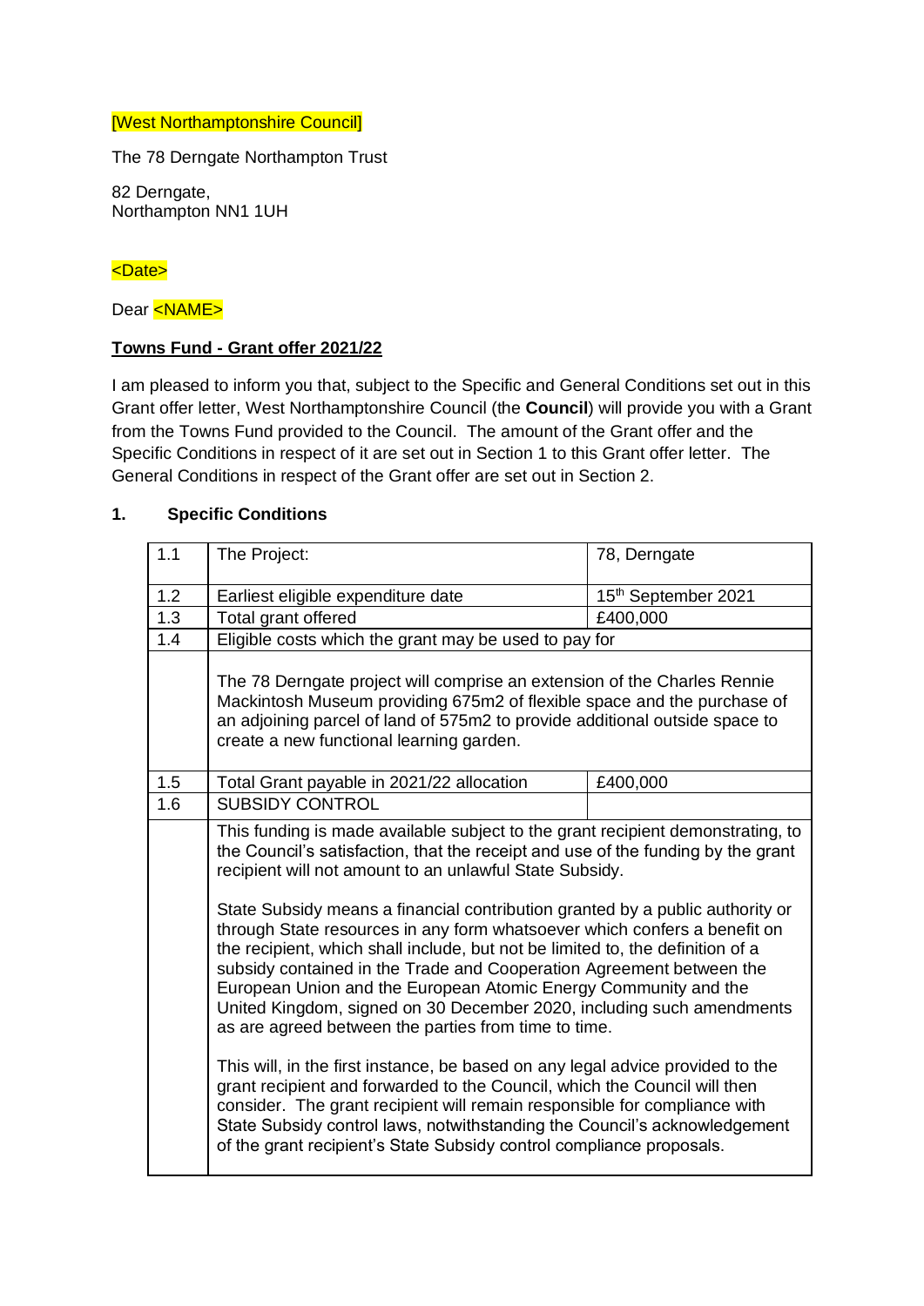[West Northamptonshire Council]

The 78 Derngate Northampton Trust

82 Derngate,
Northampton NN1 1UH

<Date>

Dear <NAME>

**Towns Fund - Grant offer 2021/22**

I am pleased to inform you that, subject to the Specific and General Conditions set out in this Grant offer letter, West Northamptonshire Council (the **Council**) will provide you with a Grant from the Towns Fund provided to the Council. The amount of the Grant offer and the Specific Conditions in respect of it are set out in Section 1 to this Grant offer letter. The General Conditions in respect of the Grant offer are set out in Section 2.

## 1. Specific Conditions

| | | |
|---|---|---|
| 1.1 | The Project: | 78, Derngate |
| 1.2 | Earliest eligible expenditure date | 15th September 2021 |
| 1.3 | Total grant offered | £400,000 |
| 1.4 | Eligible costs which the grant may be used to pay for | |
| | The 78 Derngate project will comprise an extension of the Charles Rennie Mackintosh Museum providing 675m2 of flexible space and the purchase of an adjoining parcel of land of 575m2 to provide additional outside space to create a new functional learning garden. | |
| 1.5 | Total Grant payable in 2021/22 allocation | £400,000 |
| 1.6 | SUBSIDY CONTROL | |
| | This funding is made available subject to the grant recipient demonstrating, to the Council's satisfaction, that the receipt and use of the funding by the grant recipient will not amount to an unlawful State Subsidy.<br><br>State Subsidy means a financial contribution granted by a public authority or through State resources in any form whatsoever which confers a benefit on the recipient, which shall include, but not be limited to, the definition of a subsidy contained in the Trade and Cooperation Agreement between the European Union and the European Atomic Energy Community and the United Kingdom, signed on 30 December 2020, including such amendments as are agreed between the parties from time to time.<br><br>This will, in the first instance, be based on any legal advice provided to the grant recipient and forwarded to the Council, which the Council will then consider. The grant recipient will remain responsible for compliance with State Subsidy control laws, notwithstanding the Council's acknowledgement of the grant recipient's State Subsidy control compliance proposals. | |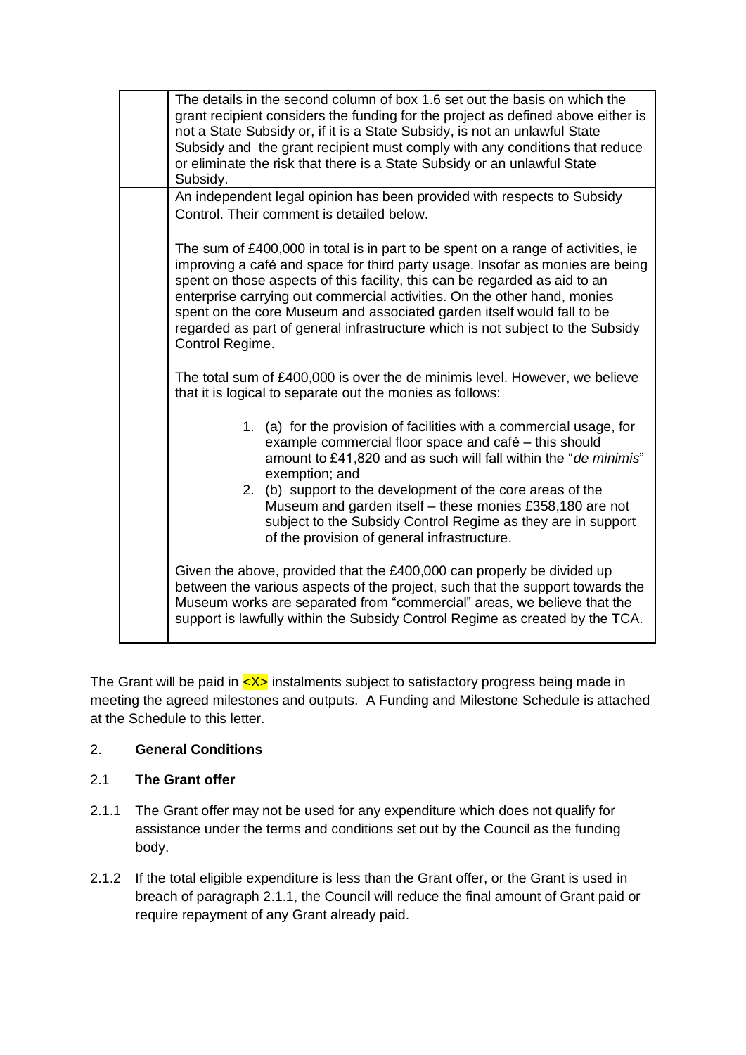| | |
|---|---|
| | The details in the second column of box 1.6 set out the basis on which the grant recipient considers the funding for the project as defined above either is not a State Subsidy or, if it is a State Subsidy, is not an unlawful State Subsidy and the grant recipient must comply with any conditions that reduce or eliminate the risk that there is a State Subsidy or an unlawful State Subsidy. |
| | An independent legal opinion has been provided with respects to Subsidy Control. Their comment is detailed below.<br><br>The sum of £400,000 in total is in part to be spent on a range of activities, ie improving a café and space for third party usage. Insofar as monies are being spent on those aspects of this facility, this can be regarded as aid to an enterprise carrying out commercial activities. On the other hand, monies spent on the core Museum and associated garden itself would fall to be regarded as part of general infrastructure which is not subject to the Subsidy Control Regime.<br><br>The total sum of £400,000 is over the de minimis level. However, we believe that it is logical to separate out the monies as follows:<br><br>1. (a) for the provision of facilities with a commercial usage, for example commercial floor space and café – this should amount to £41,820 and as such will fall within the "*de minimis*" exemption; and<br>2. (b) support to the development of the core areas of the Museum and garden itself – these monies £358,180 are not subject to the Subsidy Control Regime as they are in support of the provision of general infrastructure.<br><br>Given the above, provided that the £400,000 can properly be divided up between the various aspects of the project, such that the support towards the Museum works are separated from "commercial" areas, we believe that the support is lawfully within the Subsidy Control Regime as created by the TCA. |

The Grant will be paid in <X> instalments subject to satisfactory progress being made in meeting the agreed milestones and outputs. A Funding and Milestone Schedule is attached at the Schedule to this letter.

## 2. General Conditions

### 2.1 The Grant offer

2.1.1 The Grant offer may not be used for any expenditure which does not qualify for assistance under the terms and conditions set out by the Council as the funding body.

2.1.2 If the total eligible expenditure is less than the Grant offer, or the Grant is used in breach of paragraph 2.1.1, the Council will reduce the final amount of Grant paid or require repayment of any Grant already paid.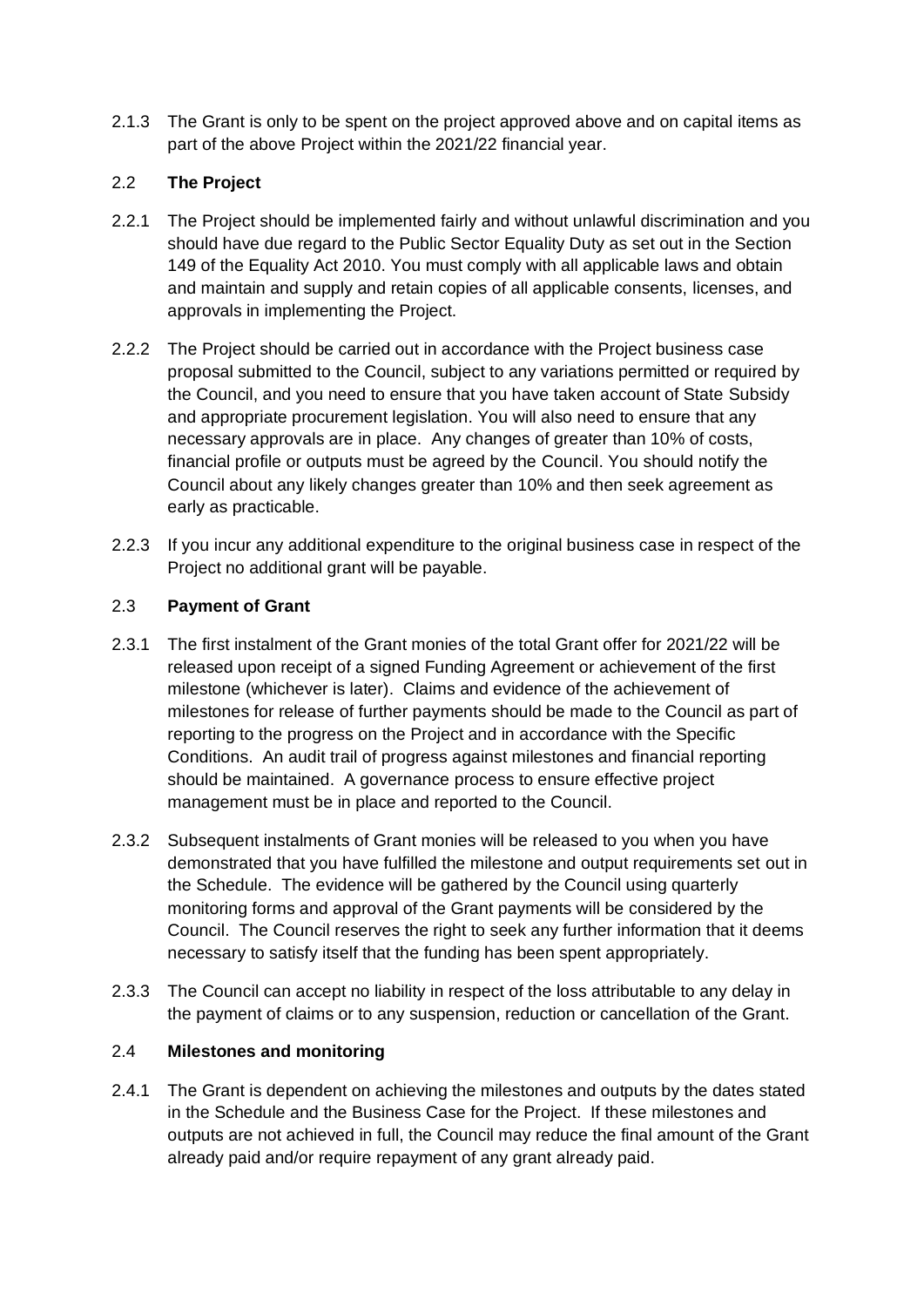2.1.3 The Grant is only to be spent on the project approved above and on capital items as part of the above Project within the 2021/22 financial year.

## 2.2 The Project

2.2.1 The Project should be implemented fairly and without unlawful discrimination and you should have due regard to the Public Sector Equality Duty as set out in the Section 149 of the Equality Act 2010. You must comply with all applicable laws and obtain and maintain and supply and retain copies of all applicable consents, licenses, and approvals in implementing the Project.

2.2.2 The Project should be carried out in accordance with the Project business case proposal submitted to the Council, subject to any variations permitted or required by the Council, and you need to ensure that you have taken account of State Subsidy and appropriate procurement legislation. You will also need to ensure that any necessary approvals are in place. Any changes of greater than 10% of costs, financial profile or outputs must be agreed by the Council. You should notify the Council about any likely changes greater than 10% and then seek agreement as early as practicable.

2.2.3 If you incur any additional expenditure to the original business case in respect of the Project no additional grant will be payable.

## 2.3 Payment of Grant

2.3.1 The first instalment of the Grant monies of the total Grant offer for 2021/22 will be released upon receipt of a signed Funding Agreement or achievement of the first milestone (whichever is later). Claims and evidence of the achievement of milestones for release of further payments should be made to the Council as part of reporting to the progress on the Project and in accordance with the Specific Conditions. An audit trail of progress against milestones and financial reporting should be maintained. A governance process to ensure effective project management must be in place and reported to the Council.

2.3.2 Subsequent instalments of Grant monies will be released to you when you have demonstrated that you have fulfilled the milestone and output requirements set out in the Schedule. The evidence will be gathered by the Council using quarterly monitoring forms and approval of the Grant payments will be considered by the Council. The Council reserves the right to seek any further information that it deems necessary to satisfy itself that the funding has been spent appropriately.

2.3.3 The Council can accept no liability in respect of the loss attributable to any delay in the payment of claims or to any suspension, reduction or cancellation of the Grant.

## 2.4 Milestones and monitoring

2.4.1 The Grant is dependent on achieving the milestones and outputs by the dates stated in the Schedule and the Business Case for the Project. If these milestones and outputs are not achieved in full, the Council may reduce the final amount of the Grant already paid and/or require repayment of any grant already paid.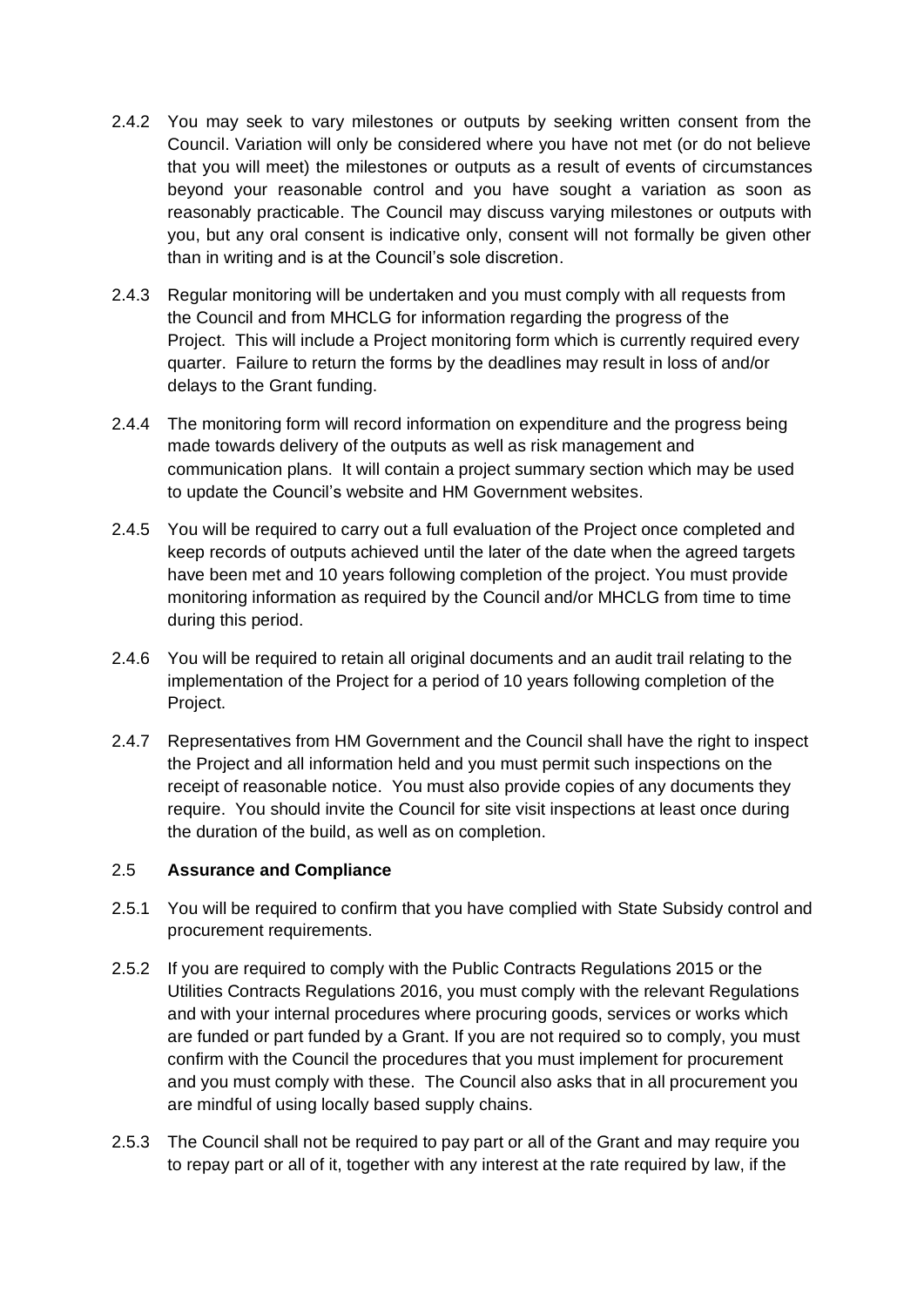2.4.2 You may seek to vary milestones or outputs by seeking written consent from the Council. Variation will only be considered where you have not met (or do not believe that you will meet) the milestones or outputs as a result of events of circumstances beyond your reasonable control and you have sought a variation as soon as reasonably practicable. The Council may discuss varying milestones or outputs with you, but any oral consent is indicative only, consent will not formally be given other than in writing and is at the Council's sole discretion.

2.4.3 Regular monitoring will be undertaken and you must comply with all requests from the Council and from MHCLG for information regarding the progress of the Project. This will include a Project monitoring form which is currently required every quarter. Failure to return the forms by the deadlines may result in loss of and/or delays to the Grant funding.

2.4.4 The monitoring form will record information on expenditure and the progress being made towards delivery of the outputs as well as risk management and communication plans. It will contain a project summary section which may be used to update the Council's website and HM Government websites.

2.4.5 You will be required to carry out a full evaluation of the Project once completed and keep records of outputs achieved until the later of the date when the agreed targets have been met and 10 years following completion of the project. You must provide monitoring information as required by the Council and/or MHCLG from time to time during this period.

2.4.6 You will be required to retain all original documents and an audit trail relating to the implementation of the Project for a period of 10 years following completion of the Project.

2.4.7 Representatives from HM Government and the Council shall have the right to inspect the Project and all information held and you must permit such inspections on the receipt of reasonable notice. You must also provide copies of any documents they require. You should invite the Council for site visit inspections at least once during the duration of the build, as well as on completion.

### 2.5 **Assurance and Compliance**

2.5.1 You will be required to confirm that you have complied with State Subsidy control and procurement requirements.

2.5.2 If you are required to comply with the Public Contracts Regulations 2015 or the Utilities Contracts Regulations 2016, you must comply with the relevant Regulations and with your internal procedures where procuring goods, services or works which are funded or part funded by a Grant. If you are not required so to comply, you must confirm with the Council the procedures that you must implement for procurement and you must comply with these. The Council also asks that in all procurement you are mindful of using locally based supply chains.

2.5.3 The Council shall not be required to pay part or all of the Grant and may require you to repay part or all of it, together with any interest at the rate required by law, if the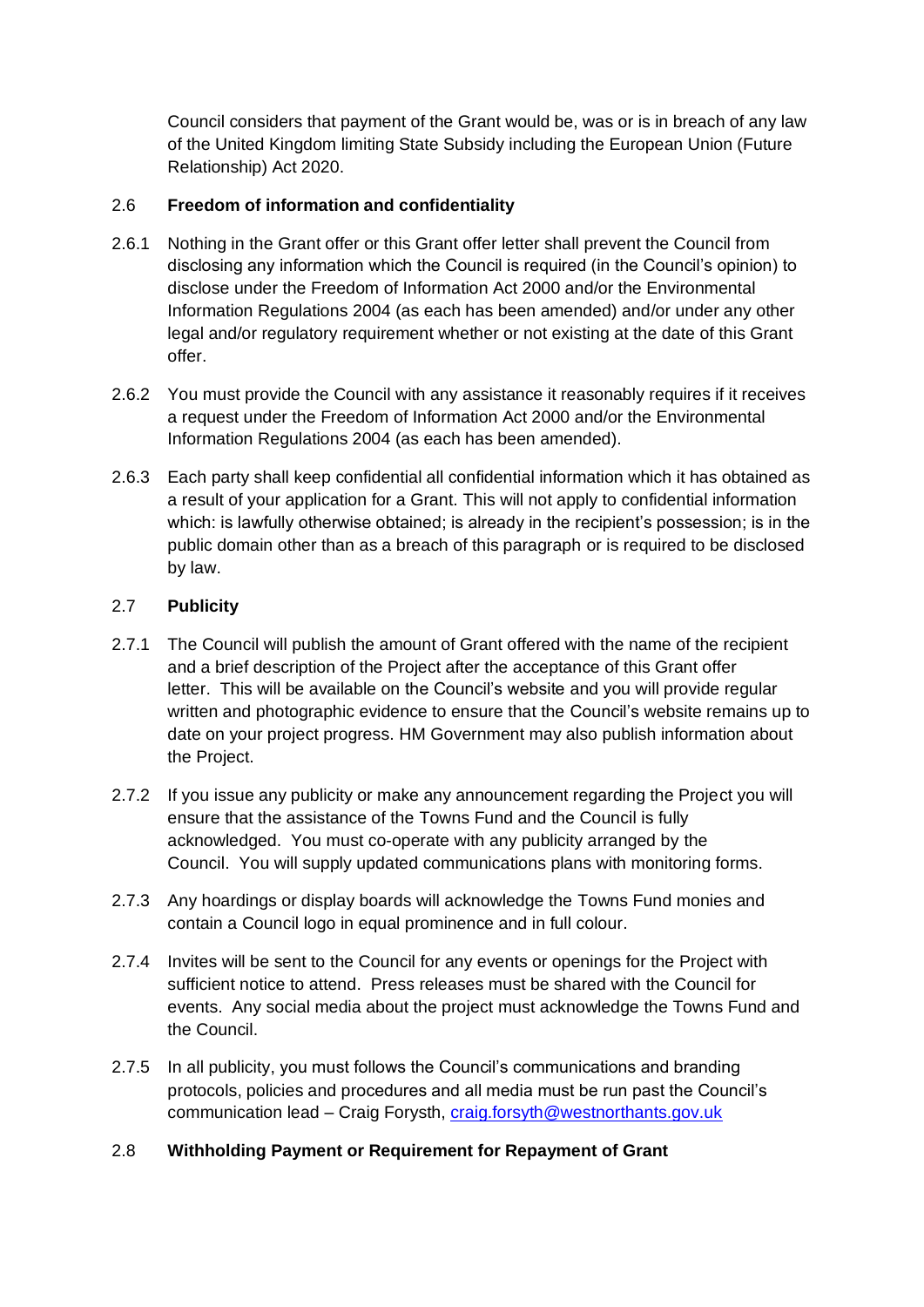Council considers that payment of the Grant would be, was or is in breach of any law of the United Kingdom limiting State Subsidy including the European Union (Future Relationship) Act 2020.

2.6 **Freedom of information and confidentiality**

2.6.1 Nothing in the Grant offer or this Grant offer letter shall prevent the Council from disclosing any information which the Council is required (in the Council's opinion) to disclose under the Freedom of Information Act 2000 and/or the Environmental Information Regulations 2004 (as each has been amended) and/or under any other legal and/or regulatory requirement whether or not existing at the date of this Grant offer.

2.6.2 You must provide the Council with any assistance it reasonably requires if it receives a request under the Freedom of Information Act 2000 and/or the Environmental Information Regulations 2004 (as each has been amended).

2.6.3 Each party shall keep confidential all confidential information which it has obtained as a result of your application for a Grant. This will not apply to confidential information which: is lawfully otherwise obtained; is already in the recipient's possession; is in the public domain other than as a breach of this paragraph or is required to be disclosed by law.

2.7 **Publicity**

2.7.1 The Council will publish the amount of Grant offered with the name of the recipient and a brief description of the Project after the acceptance of this Grant offer letter. This will be available on the Council's website and you will provide regular written and photographic evidence to ensure that the Council's website remains up to date on your project progress. HM Government may also publish information about the Project.

2.7.2 If you issue any publicity or make any announcement regarding the Project you will ensure that the assistance of the Towns Fund and the Council is fully acknowledged. You must co-operate with any publicity arranged by the Council. You will supply updated communications plans with monitoring forms.

2.7.3 Any hoardings or display boards will acknowledge the Towns Fund monies and contain a Council logo in equal prominence and in full colour.

2.7.4 Invites will be sent to the Council for any events or openings for the Project with sufficient notice to attend. Press releases must be shared with the Council for events. Any social media about the project must acknowledge the Towns Fund and the Council.

2.7.5 In all publicity, you must follows the Council's communications and branding protocols, policies and procedures and all media must be run past the Council's communication lead – Craig Forysth, craig.forsyth@westnorthants.gov.uk

2.8 **Withholding Payment or Requirement for Repayment of Grant**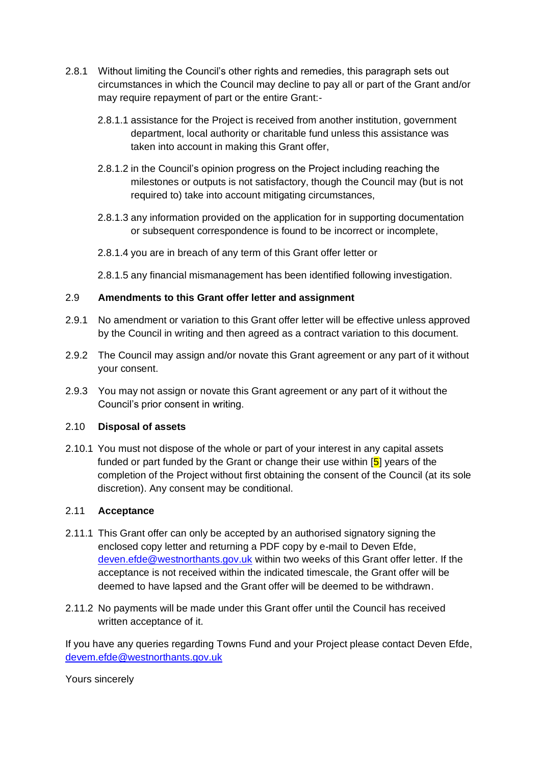2.8.1 Without limiting the Council's other rights and remedies, this paragraph sets out circumstances in which the Council may decline to pay all or part of the Grant and/or may require repayment of part or the entire Grant:-

2.8.1.1 assistance for the Project is received from another institution, government department, local authority or charitable fund unless this assistance was taken into account in making this Grant offer,

2.8.1.2 in the Council's opinion progress on the Project including reaching the milestones or outputs is not satisfactory, though the Council may (but is not required to) take into account mitigating circumstances,

2.8.1.3 any information provided on the application for in supporting documentation or subsequent correspondence is found to be incorrect or incomplete,

2.8.1.4 you are in breach of any term of this Grant offer letter or

2.8.1.5 any financial mismanagement has been identified following investigation.

2.9 **Amendments to this Grant offer letter and assignment**

2.9.1 No amendment or variation to this Grant offer letter will be effective unless approved by the Council in writing and then agreed as a contract variation to this document.

2.9.2 The Council may assign and/or novate this Grant agreement or any part of it without your consent.

2.9.3 You may not assign or novate this Grant agreement or any part of it without the Council's prior consent in writing.

2.10 **Disposal of assets**

2.10.1 You must not dispose of the whole or part of your interest in any capital assets funded or part funded by the Grant or change their use within [5] years of the completion of the Project without first obtaining the consent of the Council (at its sole discretion). Any consent may be conditional.

2.11 **Acceptance**

2.11.1 This Grant offer can only be accepted by an authorised signatory signing the enclosed copy letter and returning a PDF copy by e-mail to Deven Efde, deven.efde@westnorthants.gov.uk within two weeks of this Grant offer letter. If the acceptance is not received within the indicated timescale, the Grant offer will be deemed to have lapsed and the Grant offer will be deemed to be withdrawn.

2.11.2 No payments will be made under this Grant offer until the Council has received written acceptance of it.

If you have any queries regarding Towns Fund and your Project please contact Deven Efde, devem.efde@westnorthants.gov.uk

Yours sincerely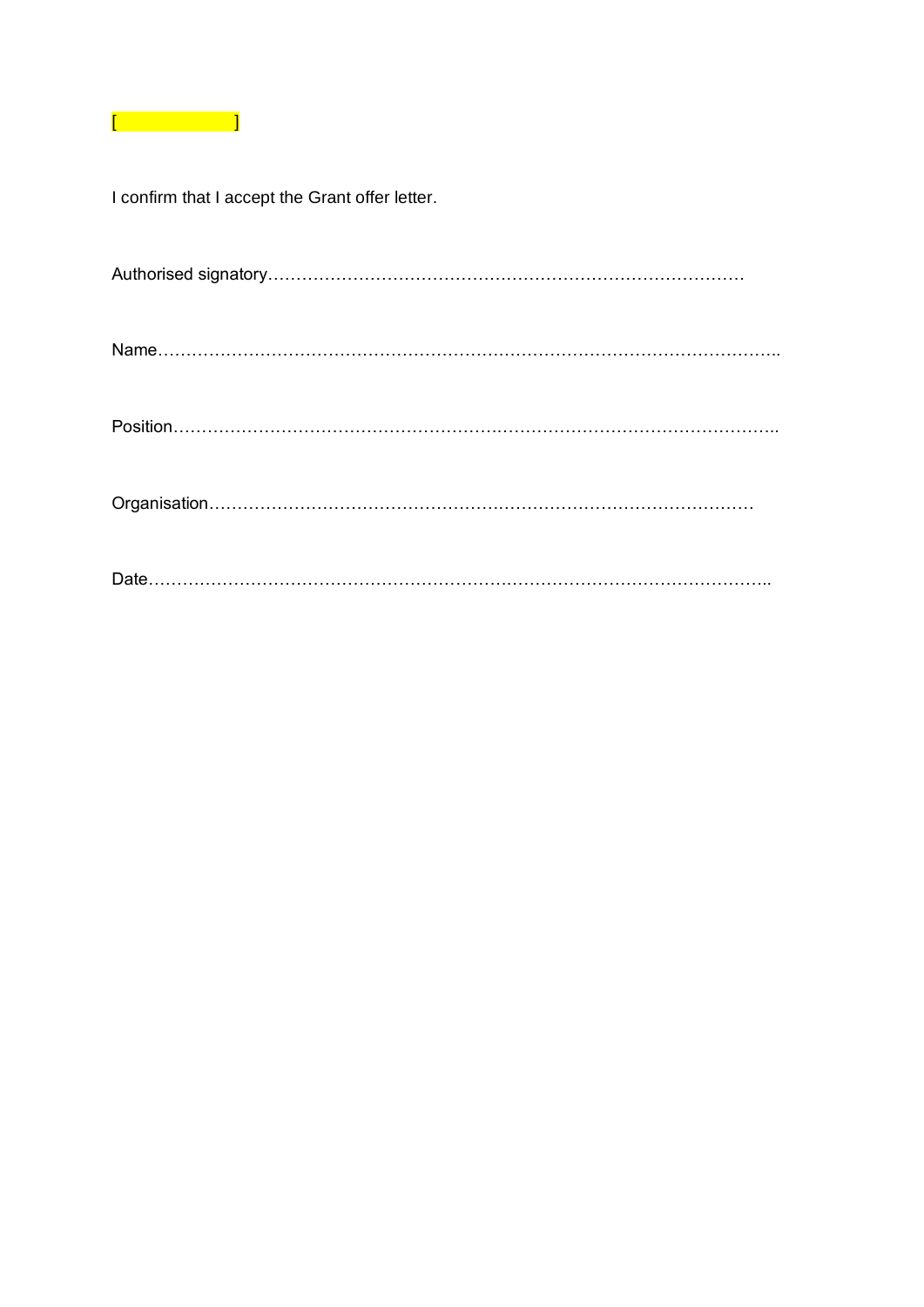[                    ]

I confirm that I accept the Grant offer letter.

Authorised signatory…………………………………………………………………………

Name………………………………………………………………………………………………..

Position……………………………………………………………………………………………..

Organisation…………………………………………………………………………………

Date…………………………………………………………………………………………………..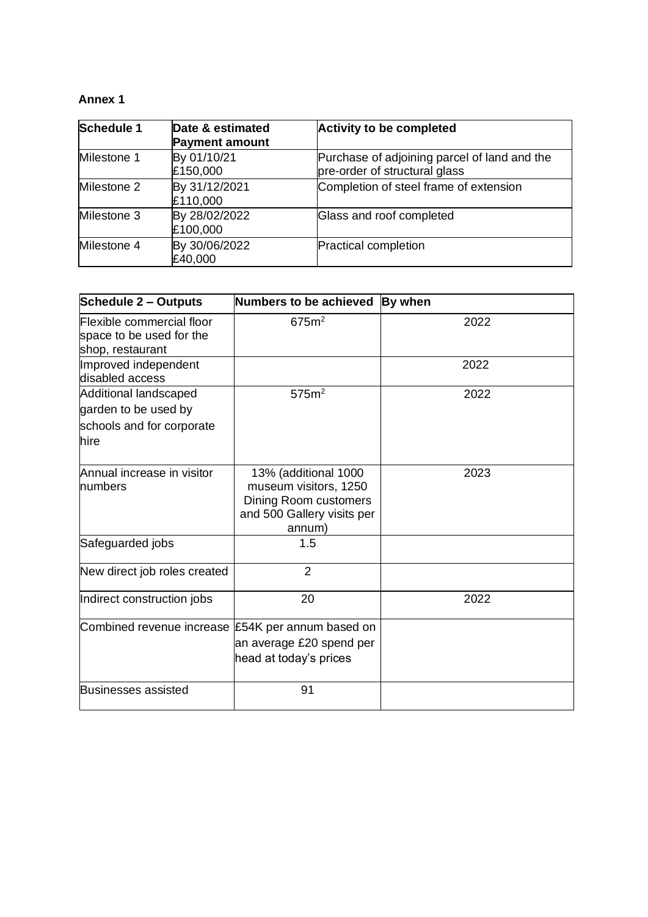**Annex 1**

| Schedule 1 | Date & estimated Payment amount | Activity to be completed |
|---|---|---|
| Milestone 1 | By 01/10/21<br>£150,000 | Purchase of adjoining parcel of land and the pre-order of structural glass |
| Milestone 2 | By 31/12/2021<br>£110,000 | Completion of steel frame of extension |
| Milestone 3 | By 28/02/2022<br>£100,000 | Glass and roof completed |
| Milestone 4 | By 30/06/2022<br>£40,000 | Practical completion |

| Schedule 2 – Outputs | Numbers to be achieved | By when |
|---|---|---|
| Flexible commercial floor space to be used for the shop, restaurant | $675m^2$ | 2022 |
| Improved independent disabled access | | 2022 |
| Additional landscaped garden to be used by schools and for corporate hire | $575m^2$ | 2022 |
| Annual increase in visitor numbers | 13% (additional 1000 museum visitors, 1250 Dining Room customers and 500 Gallery visits per annum) | 2023 |
| Safeguarded jobs | 1.5 | |
| New direct job roles created | 2 | |
| Indirect construction jobs | 20 | 2022 |
| Combined revenue increase | £54K per annum based on an average £20 spend per head at today's prices | |
| Businesses assisted | 91 | |